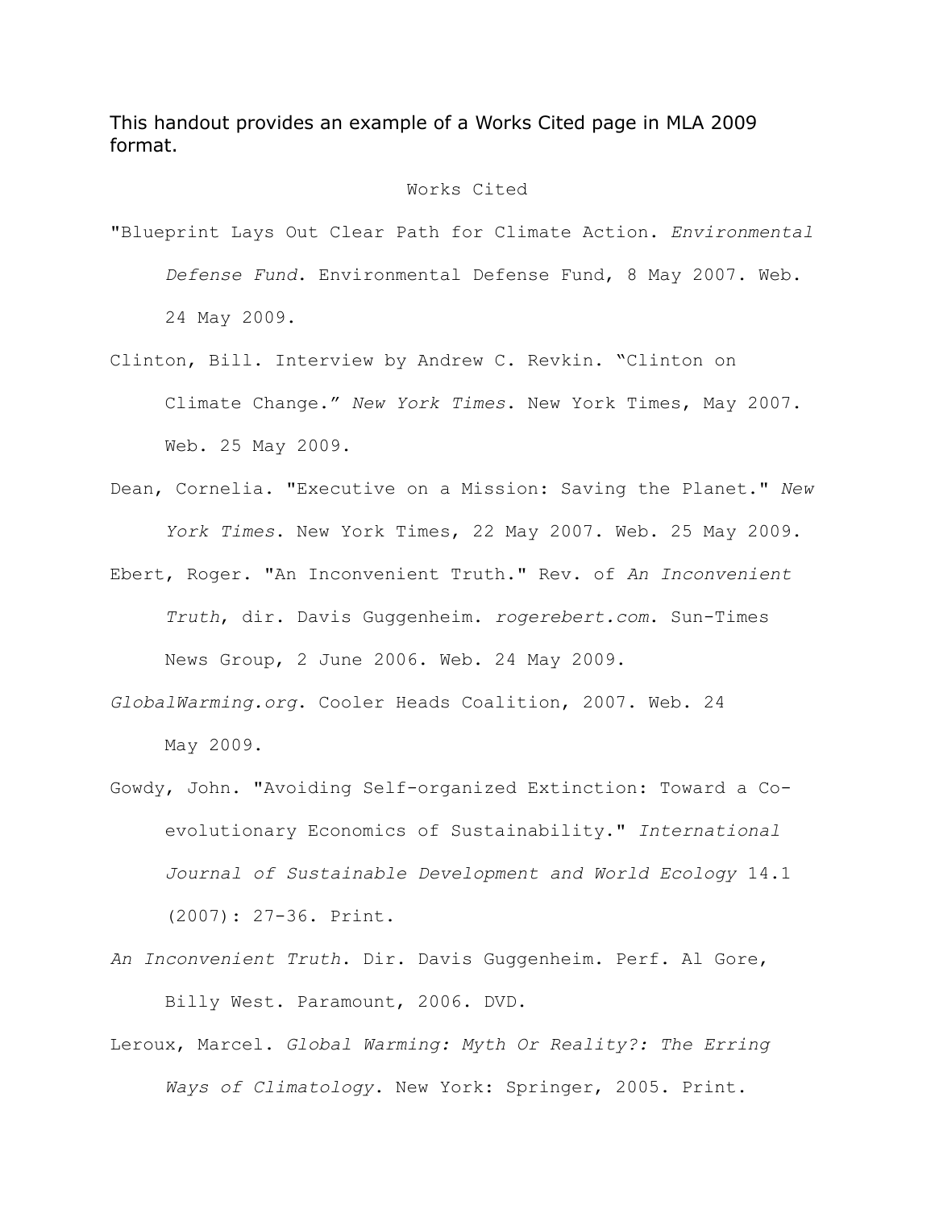This handout provides an example of a Works Cited page in MLA 2009 format.

Works Cited

"Blueprint Lays Out Clear Path for Climate Action. *Environmental Defense Fund*. Environmental Defense Fund, 8 May 2007. Web. 24 May 2009.

Clinton, Bill. Interview by Andrew C. Revkin. “Clinton on Climate Change.” *New York Times*. New York Times, May 2007. Web. 25 May 2009.

Dean, Cornelia. "Executive on a Mission: Saving the Planet." *New York Times*. New York Times, 22 May 2007. Web. 25 May 2009.

Ebert, Roger. "An Inconvenient Truth." Rev. of *An Inconvenient Truth*, dir. Davis Guggenheim. *rogerebert.com*. Sun-Times News Group, 2 June 2006. Web. 24 May 2009.

*GlobalWarming.org*. Cooler Heads Coalition, 2007. Web. 24 May 2009.

Gowdy, John. "Avoiding Self-organized Extinction: Toward a Co-evolutionary Economics of Sustainability." *International Journal of Sustainable Development and World Ecology* 14.1 (2007): 27-36. Print.

*An Inconvenient Truth*. Dir. Davis Guggenheim. Perf. Al Gore, Billy West. Paramount, 2006. DVD.

Leroux, Marcel. *Global Warming: Myth Or Reality?: The Erring Ways of Climatology*. New York: Springer, 2005. Print.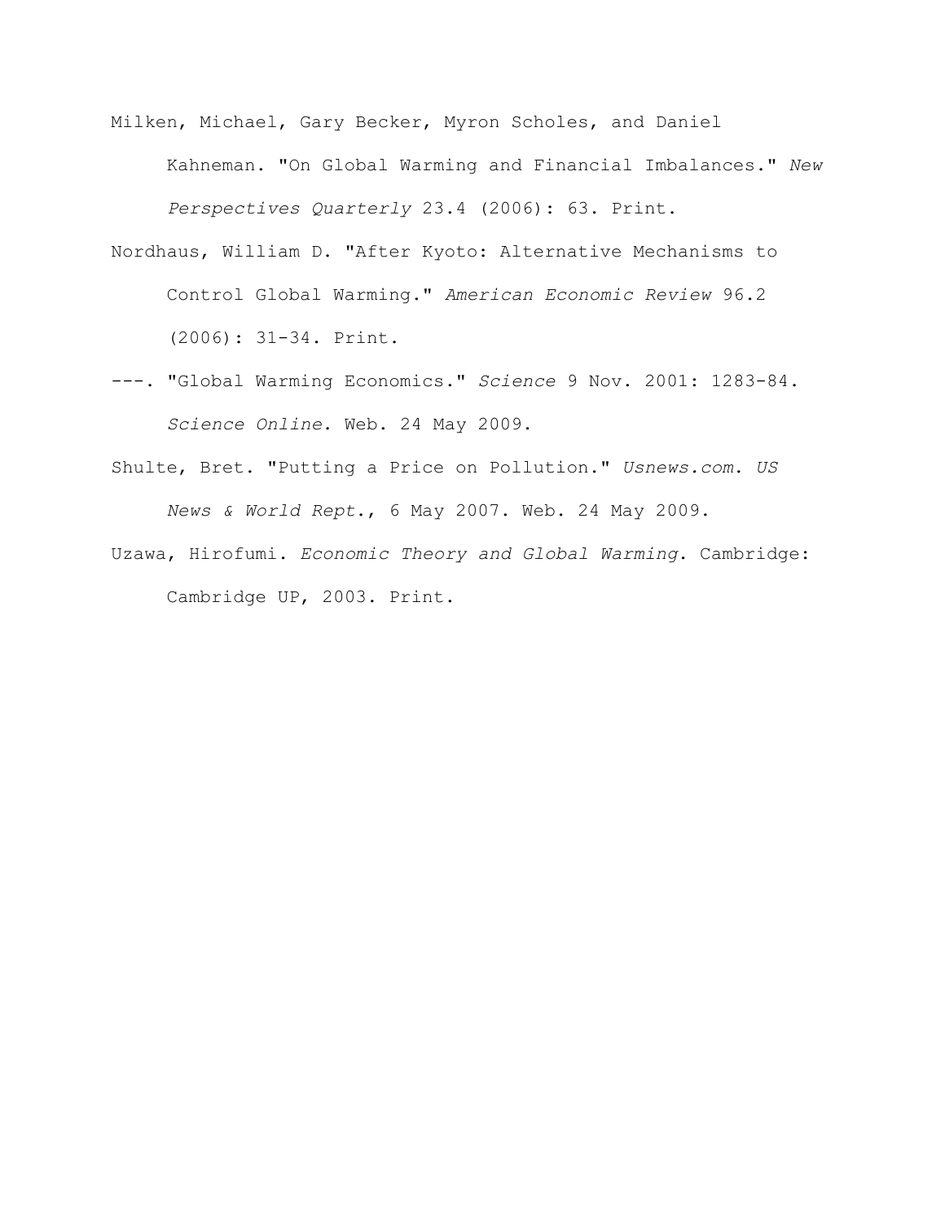Milken, Michael, Gary Becker, Myron Scholes, and Daniel Kahneman. "On Global Warming and Financial Imbalances." *New Perspectives Quarterly* 23.4 (2006): 63. Print.

Nordhaus, William D. "After Kyoto: Alternative Mechanisms to Control Global Warming." *American Economic Review* 96.2 (2006): 31-34. Print.

---. "Global Warming Economics." *Science* 9 Nov. 2001: 1283-84. *Science Online*. Web. 24 May 2009.

Shulte, Bret. "Putting a Price on Pollution." *Usnews.com*. *US News & World Rept.*, 6 May 2007. Web. 24 May 2009.

Uzawa, Hirofumi. *Economic Theory and Global Warming*. Cambridge: Cambridge UP, 2003. Print.